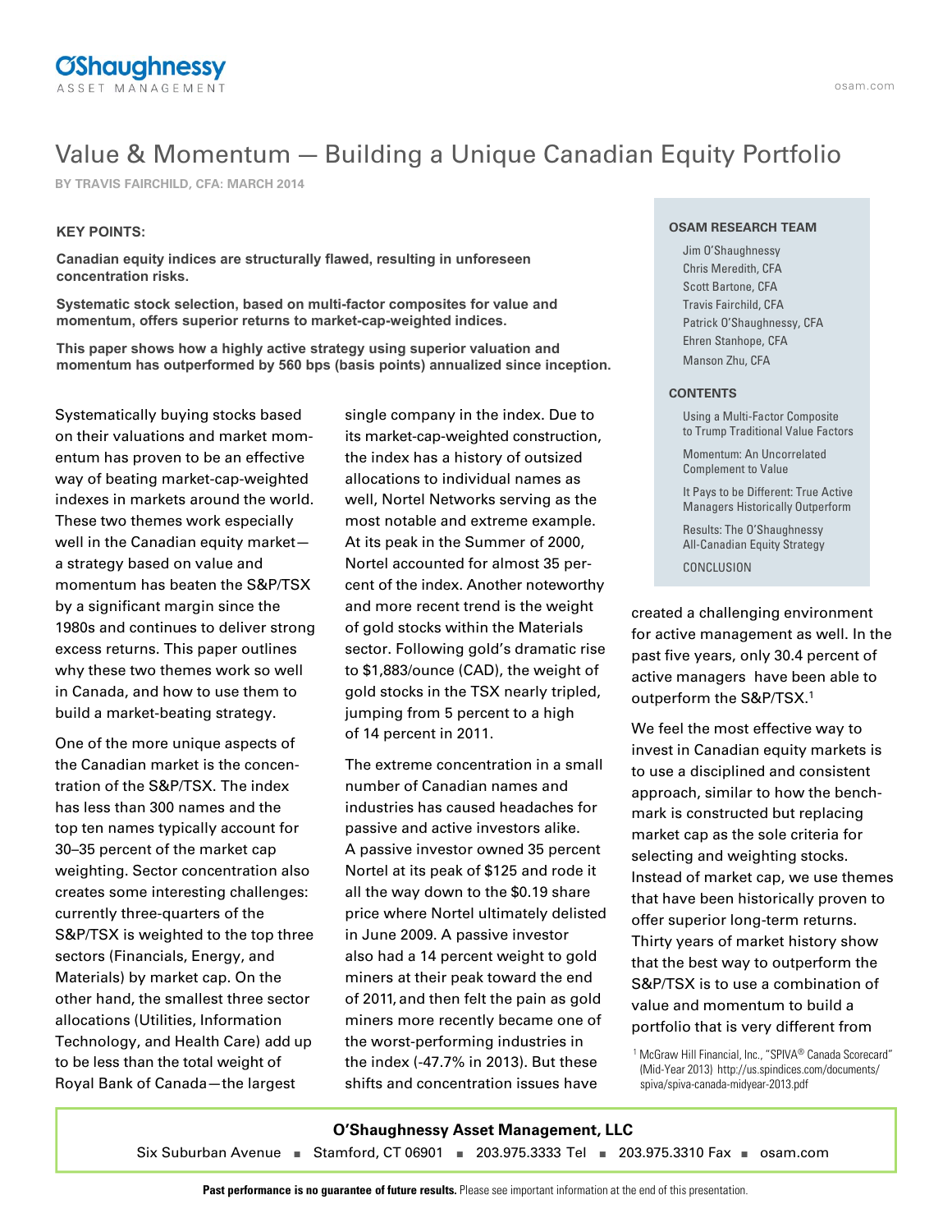# Value & Momentum — Building a Unique Canadian Equity Portfolio

**BY TRAVIS FAIRCHILD, CFA: MARCH 2014**

**KEY POINTS:**

**Canadian equity indices are structurally flawed, resulting in unforeseen concentration risks.**

**Systematic stock selection, based on multi-factor composites for value and momentum, offers superior returns to market-cap-weighted indices.**

**This paper shows how a highly active strategy using superior valuation and momentum has outperformed by 560 bps (basis points) annualized since inception.**

**OSAM RESEARCH TEAM**

- Jim O'Shaughnessy
- Chris Meredith, CFA
- Scott Bartone, CFA
- Travis Fairchild, CFA
- Patrick O'Shaughnessy, CFA
- Ehren Stanhope, CFA
- Manson Zhu, CFA

**CONTENTS**

- Using a Multi-Factor Composite to Trump Traditional Value Factors
- Momentum: An Uncorrelated Complement to Value
- It Pays to be Different: True Active Managers Historically Outperform
- Results: The O'Shaughnessy All-Canadian Equity Strategy
- CONCLUSION

Systematically buying stocks based on their valuations and market momentum has proven to be an effective way of beating market-cap-weighted indexes in markets around the world. These two themes work especially well in the Canadian equity market—a strategy based on value and momentum has beaten the S&P/TSX by a significant margin since the 1980s and continues to deliver strong excess returns. This paper outlines why these two themes work so well in Canada, and how to use them to build a market-beating strategy.

One of the more unique aspects of the Canadian market is the concentration of the S&P/TSX. The index has less than 300 names and the top ten names typically account for 30–35 percent of the market cap weighting. Sector concentration also creates some interesting challenges: currently three-quarters of the S&P/TSX is weighted to the top three sectors (Financials, Energy, and Materials) by market cap. On the other hand, the smallest three sector allocations (Utilities, Information Technology, and Health Care) add up to be less than the total weight of Royal Bank of Canada—the largest single company in the index. Due to its market-cap-weighted construction, the index has a history of outsized allocations to individual names as well, Nortel Networks serving as the most notable and extreme example. At its peak in the Summer of 2000, Nortel accounted for almost 35 percent of the index. Another noteworthy and more recent trend is the weight of gold stocks within the Materials sector. Following gold's dramatic rise to $1,883/ounce (CAD), the weight of gold stocks in the TSX nearly tripled, jumping from 5 percent to a high of 14 percent in 2011.

The extreme concentration in a small number of Canadian names and industries has caused headaches for passive and active investors alike. A passive investor owned 35 percent Nortel at its peak of $125 and rode it all the way down to the $0.19 share price where Nortel ultimately delisted in June 2009. A passive investor also had a 14 percent weight to gold miners at their peak toward the end of 2011, and then felt the pain as gold miners more recently became one of the worst-performing industries in the index (-47.7% in 2013). But these shifts and concentration issues have created a challenging environment for active management as well. In the past five years, only 30.4 percent of active managers have been able to outperform the S&P/TSX.[1]

We feel the most effective way to invest in Canadian equity markets is to use a disciplined and consistent approach, similar to how the benchmark is constructed but replacing market cap as the sole criteria for selecting and weighting stocks. Instead of market cap, we use themes that have been historically proven to offer superior long-term returns. Thirty years of market history show that the best way to outperform the S&P/TSX is to use a combination of value and momentum to build a portfolio that is very different from

[1] McGraw Hill Financial, Inc., "SPIVA® Canada Scorecard" (Mid-Year 2013) http://us.spindices.com/documents/spiva/spiva-canada-midyear-2013.pdf

**O'Shaughnessy Asset Management, LLC**

Six Suburban Avenue ▪ Stamford, CT 06901 ▪ 203.975.3333 Tel ▪ 203.975.3310 Fax ▪ osam.com

**Past performance is no guarantee of future results.** Please see important information at the end of this presentation.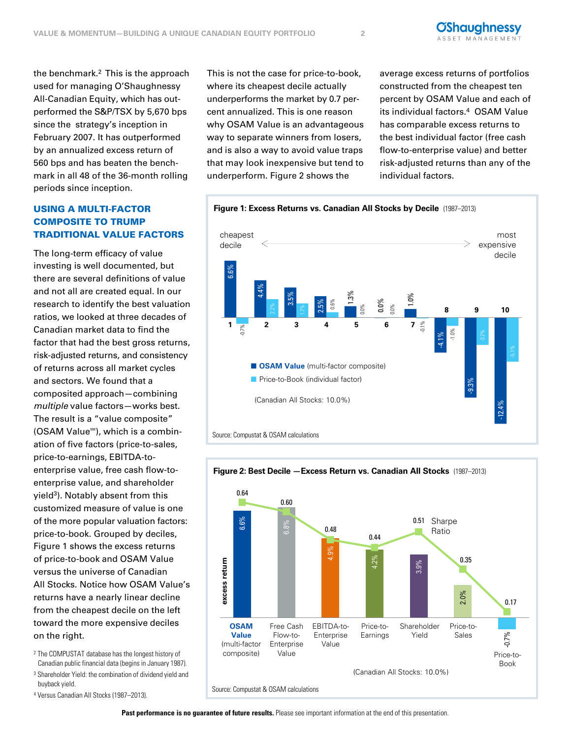the benchmark.[2] This is the approach used for managing O'Shaughnessy All-Canadian Equity, which has outperformed the S&P/TSX by 5,670 bps since the strategy's inception in February 2007. It has outperformed by an annualized excess return of 560 bps and has beaten the benchmark in all 48 of the 36-month rolling periods since inception.

## USING A MULTI-FACTOR COMPOSITE TO TRUMP TRADITIONAL VALUE FACTORS

The long-term efficacy of value investing is well documented, but there are several definitions of value and not all are created equal. In our research to identify the best valuation ratios, we looked at three decades of Canadian market data to find the factor that had the best gross returns, risk-adjusted returns, and consistency of returns across all market cycles and sectors. We found that a composited approach—combining *multiple* value factors—works best. The result is a "value composite" (OSAM Value℠), which is a combination of five factors (price-to-sales, price-to-earnings, EBITDA-to-enterprise value, free cash flow-to-enterprise value, and shareholder yield[3]). Notably absent from this customized measure of value is one of the more popular valuation factors: price-to-book. Grouped by deciles, Figure 1 shows the excess returns of price-to-book and OSAM Value versus the universe of Canadian All Stocks. Notice how OSAM Value's returns have a nearly linear decline from the cheapest decile on the left toward the more expensive deciles on the right.

This is not the case for price-to-book, where its cheapest decile actually underperforms the market by 0.7 percent annualized. This is one reason why OSAM Value is an advantageous way to separate winners from losers, and is also a way to avoid value traps that may look inexpensive but tend to underperform. Figure 2 shows the average excess returns of portfolios constructed from the cheapest ten percent by OSAM Value and each of its individual factors.[4] OSAM Value has comparable excess returns to the best individual factor (free cash flow-to-enterprise value) and better risk-adjusted returns than any of the individual factors.

**Figure 1: Excess Returns vs. Canadian All Stocks by Decile** (1987–2013)

| Decile (cheapest → most expensive) | OSAM Value (multi-factor composite) | Price-to-Book (individual factor) |
|---|---|---|
| 1 | 6.6% | -0.7% |
| 2 | 4.4% | 2.2% |
| 3 | 3.5% | 1.7% |
| 4 | 2.5% | 0.6% |
| 5 | 1.3% | 0.0% |
| 6 | 0.0% | 0.0% |
| 7 | 1.0% | -0.1% |
| 8 | -4.1% | -1.0% |
| 9 | -9.3% | -3.2% |
| 10 | -12.4% | -5.1% |

(Canadian All Stocks: 10.0%)

Source: Compustat & OSAM calculations

**Figure 2: Best Decile —Excess Return vs. Canadian All Stocks** (1987–2013)

| Factor | Excess return | Sharpe Ratio |
|---|---|---|
| OSAM Value (multi-factor composite) | 6.6% | 0.64 |
| Free Cash Flow-to-Enterprise Value | 6.8% | 0.60 |
| EBITDA-to-Enterprise Value | 4.9% | 0.48 |
| Price-to-Earnings | 4.2% | 0.44 |
| Shareholder Yield | 3.9% | 0.51 |
| Price-to-Sales | 2.0% | 0.35 |
| Price-to-Book | -0.7% | 0.17 |

(Canadian All Stocks: 10.0%)

Source: Compustat & OSAM calculations

[2] The COMPUSTAT database has the longest history of Canadian public financial data (begins in January 1987).

[3] Shareholder Yield: the combination of dividend yield and buyback yield.

[4] Versus Canadian All Stocks (1987–2013).

**Past performance is no guarantee of future results.** Please see important information at the end of this presentation.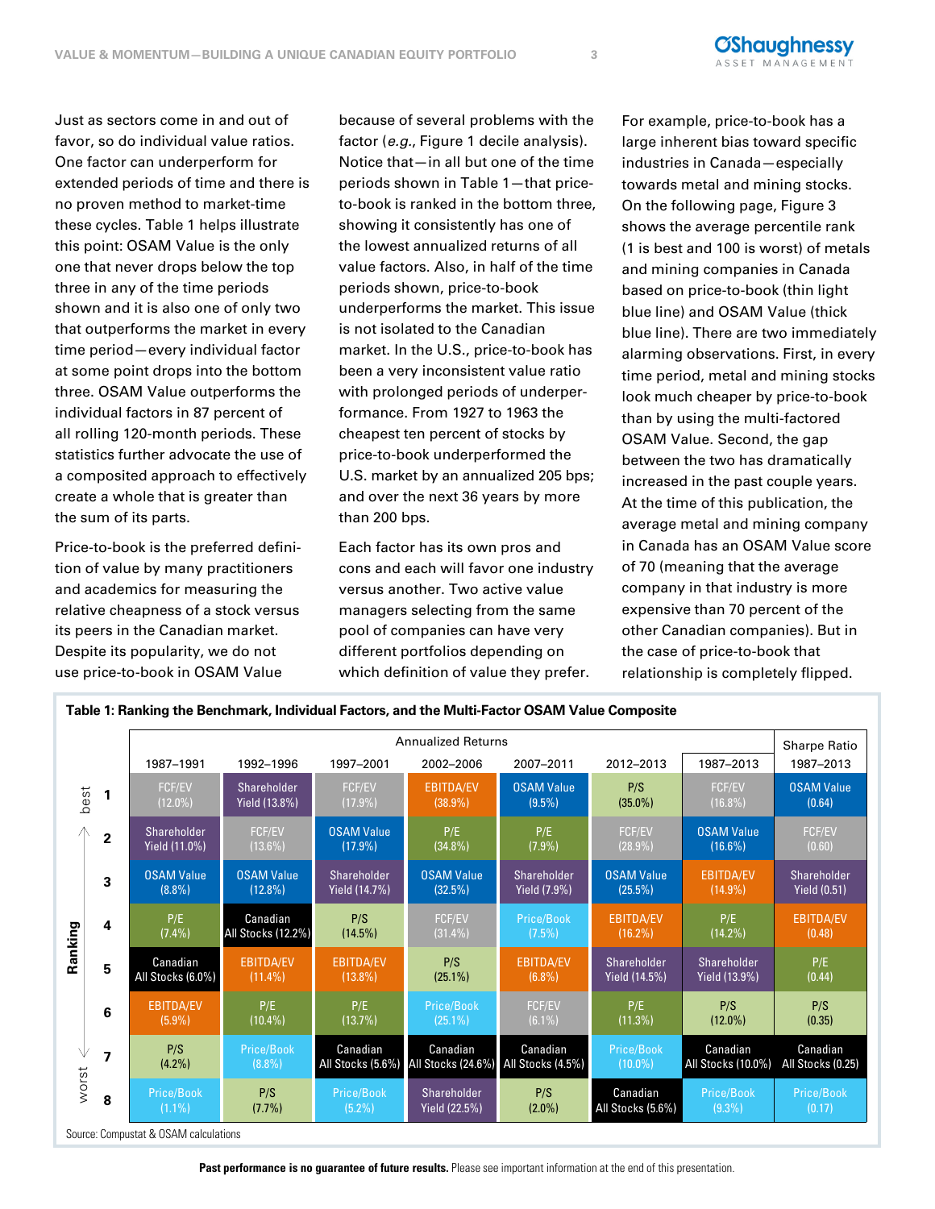Just as sectors come in and out of favor, so do individual value ratios. One factor can underperform for extended periods of time and there is no proven method to market-time these cycles. Table 1 helps illustrate this point: OSAM Value is the only one that never drops below the top three in any of the time periods shown and it is also one of only two that outperforms the market in every time period—every individual factor at some point drops into the bottom three. OSAM Value outperforms the individual factors in 87 percent of all rolling 120-month periods. These statistics further advocate the use of a composited approach to effectively create a whole that is greater than the sum of its parts.

Price-to-book is the preferred definition of value by many practitioners and academics for measuring the relative cheapness of a stock versus its peers in the Canadian market. Despite its popularity, we do not use price-to-book in OSAM Value because of several problems with the factor (*e.g.*, Figure 1 decile analysis). Notice that—in all but one of the time periods shown in Table 1—that price-to-book is ranked in the bottom three, showing it consistently has one of the lowest annualized returns of all value factors. Also, in half of the time periods shown, price-to-book underperforms the market. This issue is not isolated to the Canadian market. In the U.S., price-to-book has been a very inconsistent value ratio with prolonged periods of underperformance. From 1927 to 1963 the cheapest ten percent of stocks by price-to-book underperformed the U.S. market by an annualized 205 bps; and over the next 36 years by more than 200 bps.

Each factor has its own pros and cons and each will favor one industry versus another. Two active value managers selecting from the same pool of companies can have very different portfolios depending on which definition of value they prefer.

For example, price-to-book has a large inherent bias toward specific industries in Canada—especially towards metal and mining stocks. On the following page, Figure 3 shows the average percentile rank (1 is best and 100 is worst) of metals and mining companies in Canada based on price-to-book (thin light blue line) and OSAM Value (thick blue line). There are two immediately alarming observations. First, in every time period, metal and mining stocks look much cheaper by price-to-book than by using the multi-factored OSAM Value. Second, the gap between the two has dramatically increased in the past couple years. At the time of this publication, the average metal and mining company in Canada has an OSAM Value score of 70 (meaning that the average company in that industry is more expensive than 70 percent of the other Canadian companies). But in the case of price-to-book that relationship is completely flipped.

**Table 1: Ranking the Benchmark, Individual Factors, and the Multi-Factor OSAM Value Composite**

| Ranking | Annualized Returns | | | | | | | Sharpe Ratio |
|---|---|---|---|---|---|---|---|---|
| | 1987–1991 | 1992–1996 | 1997–2001 | 2002–2006 | 2007–2011 | 2012–2013 | 1987–2013 | 1987–2013 |
| 1 (best) | FCF/EV (12.0%) | Shareholder Yield (13.8%) | FCF/EV (17.9%) | EBITDA/EV (38.9%) | OSAM Value (9.5%) | P/S (35.0%) | FCF/EV (16.8%) | OSAM Value (0.64) |
| 2 | Shareholder Yield (11.0%) | FCF/EV (13.6%) | OSAM Value (17.9%) | P/E (34.8%) | P/E (7.9%) | FCF/EV (28.9%) | OSAM Value (16.6%) | FCF/EV (0.60) |
| 3 | OSAM Value (8.8%) | OSAM Value (12.8%) | Shareholder Yield (14.7%) | OSAM Value (32.5%) | Shareholder Yield (7.9%) | OSAM Value (25.5%) | EBITDA/EV (14.9%) | Shareholder Yield (0.51) |
| 4 | P/E (7.4%) | Canadian All Stocks (12.2%) | P/S (14.5%) | FCF/EV (31.4%) | Price/Book (7.5%) | EBITDA/EV (16.2%) | P/E (14.2%) | EBITDA/EV (0.48) |
| 5 | Canadian All Stocks (6.0%) | EBITDA/EV (11.4%) | EBITDA/EV (13.8%) | P/S (25.1%) | EBITDA/EV (6.8%) | Shareholder Yield (14.5%) | Shareholder Yield (13.9%) | P/E (0.44) |
| 6 | EBITDA/EV (5.9%) | P/E (10.4%) | P/E (13.7%) | Price/Book (25.1%) | FCF/EV (6.1%) | P/E (11.3%) | P/S (12.0%) | P/S (0.35) |
| 7 | P/S (4.2%) | Price/Book (8.8%) | Canadian All Stocks (5.6%) | Canadian All Stocks (24.6%) | Canadian All Stocks (4.5%) | Price/Book (10.0%) | Canadian All Stocks (10.0%) | Canadian All Stocks (0.25) |
| 8 (worst) | Price/Book (1.1%) | P/S (7.7%) | Price/Book (5.2%) | Shareholder Yield (22.5%) | P/S (2.0%) | Canadian All Stocks (5.6%) | Price/Book (9.3%) | Price/Book (0.17) |

Source: Compustat & OSAM calculations

**Past performance is no guarantee of future results.** Please see important information at the end of this presentation.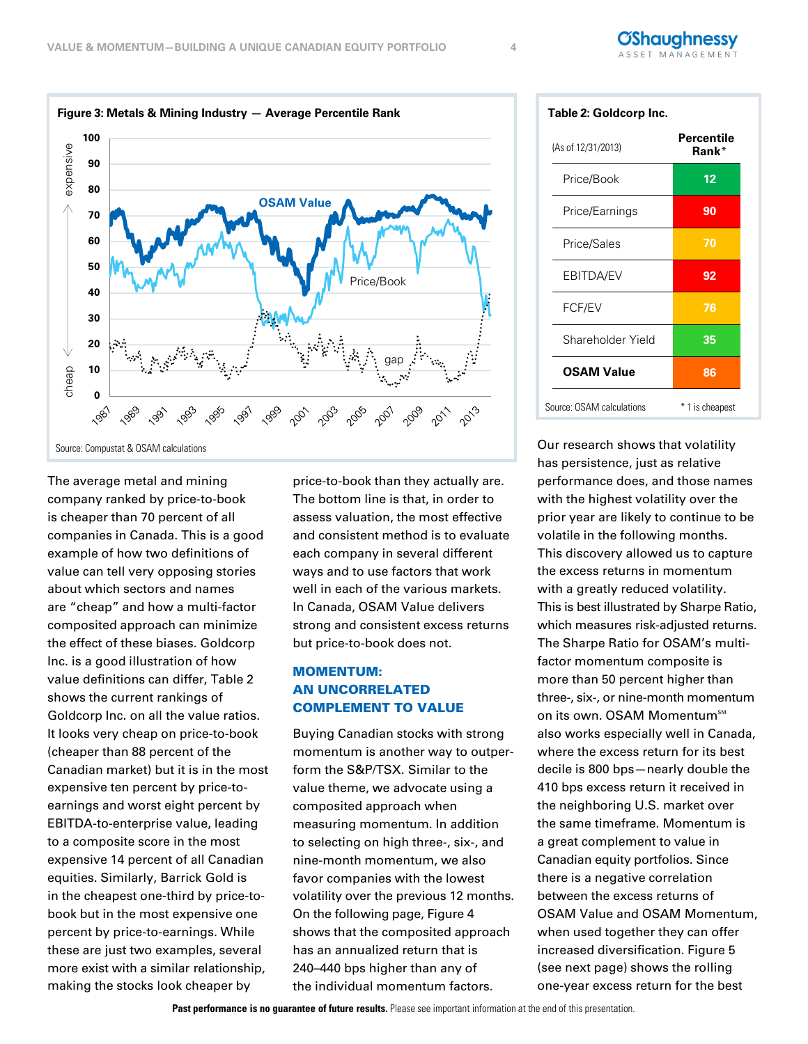**Figure 3: Metals & Mining Industry — Average Percentile Rank**

Source: Compustat & OSAM calculations

| (As of 12/31/2013) | Percentile Rank* |
|---|---|
| Price/Book | 12 |
| Price/Earnings | 90 |
| Price/Sales | 70 |
| EBITDA/EV | 92 |
| FCF/EV | 76 |
| Shareholder Yield | 35 |
| **OSAM Value** | **86** |

**Table 2: Goldcorp Inc.**

Source: OSAM calculations — * 1 is cheapest

The average metal and mining company ranked by price-to-book is cheaper than 70 percent of all companies in Canada. This is a good example of how two definitions of value can tell very opposing stories about which sectors and names are "cheap" and how a multi-factor composited approach can minimize the effect of these biases. Goldcorp Inc. is a good illustration of how value definitions can differ, Table 2 shows the current rankings of Goldcorp Inc. on all the value ratios. It looks very cheap on price-to-book (cheaper than 88 percent of the Canadian market) but it is in the most expensive ten percent by price-to-earnings and worst eight percent by EBITDA-to-enterprise value, leading to a composite score in the most expensive 14 percent of all Canadian equities. Similarly, Barrick Gold is in the cheapest one-third by price-to-book but in the most expensive one percent by price-to-earnings. While these are just two examples, several more exist with a similar relationship, making the stocks look cheaper by price-to-book than they actually are. The bottom line is that, in order to assess valuation, the most effective and consistent method is to evaluate each company in several different ways and to use factors that work well in each of the various markets. In Canada, OSAM Value delivers strong and consistent excess returns but price-to-book does not.

## MOMENTUM: AN UNCORRELATED COMPLEMENT TO VALUE

Buying Canadian stocks with strong momentum is another way to outperform the S&P/TSX. Similar to the value theme, we advocate using a composited approach when measuring momentum. In addition to selecting on high three-, six-, and nine-month momentum, we also favor companies with the lowest volatility over the previous 12 months. On the following page, Figure 4 shows that the composited approach has an annualized return that is 240–440 bps higher than any of the individual momentum factors.

Our research shows that volatility has persistence, just as relative performance does, and those names with the highest volatility over the prior year are likely to continue to be volatile in the following months. This discovery allowed us to capture the excess returns in momentum with a greatly reduced volatility. This is best illustrated by Sharpe Ratio, which measures risk-adjusted returns. The Sharpe Ratio for OSAM's multi-factor momentum composite is more than 50 percent higher than three-, six-, or nine-month momentum on its own. OSAM Momentum℠ also works especially well in Canada, where the excess return for its best decile is 800 bps—nearly double the 410 bps excess return it received in the neighboring U.S. market over the same timeframe. Momentum is a great complement to value in Canadian equity portfolios. Since there is a negative correlation between the excess returns of OSAM Value and OSAM Momentum, when used together they can offer increased diversification. Figure 5 (see next page) shows the rolling one-year excess return for the best

**Past performance is no guarantee of future results.** Please see important information at the end of this presentation.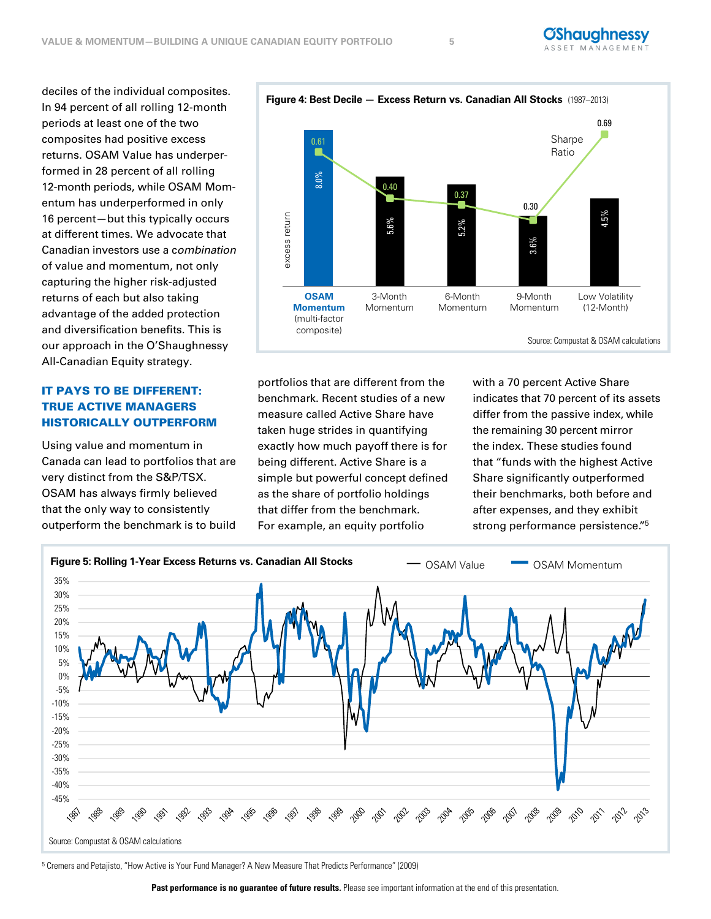deciles of the individual composites. In 94 percent of all rolling 12-month periods at least one of the two composites had positive excess returns. OSAM Value has underperformed in 28 percent of all rolling 12-month periods, while OSAM Momentum has underperformed in only 16 percent—but this typically occurs at different times. We advocate that Canadian investors use a *combination* of value and momentum, not only capturing the higher risk-adjusted returns of each but also taking advantage of the added protection and diversification benefits. This is our approach in the O'Shaughnessy All-Canadian Equity strategy.

**Figure 4: Best Decile — Excess Return vs. Canadian All Stocks** (1987–2013)

| | OSAM Momentum (multi-factor composite) | 3-Month Momentum | 6-Month Momentum | 9-Month Momentum | Low Volatility (12-Month) |
|---|---|---|---|---|---|
| Excess return | 8.0% | 5.6% | 5.2% | 3.6% | 4.5% |
| Sharpe Ratio | 0.61 | 0.40 | 0.37 | 0.30 | 0.69 |

Source: Compustat & OSAM calculations

## IT PAYS TO BE DIFFERENT: TRUE ACTIVE MANAGERS HISTORICALLY OUTPERFORM

Using value and momentum in Canada can lead to portfolios that are very distinct from the S&P/TSX. OSAM has always firmly believed that the only way to consistently outperform the benchmark is to build portfolios that are different from the benchmark. Recent studies of a new measure called Active Share have taken huge strides in quantifying exactly how much payoff there is for being different. Active Share is a simple but powerful concept defined as the share of portfolio holdings that differ from the benchmark. For example, an equity portfolio with a 70 percent Active Share indicates that 70 percent of its assets differ from the passive index, while the remaining 30 percent mirror the index. These studies found that "funds with the highest Active Share significantly outperformed their benchmarks, both before and after expenses, and they exhibit strong performance persistence."[5]

**Figure 5: Rolling 1-Year Excess Returns vs. Canadian All Stocks** — OSAM Value, OSAM Momentum (1987–2013)

Source: Compustat & OSAM calculations

[5] Cremers and Petajisto, "How Active is Your Fund Manager? A New Measure That Predicts Performance" (2009)

**Past performance is no guarantee of future results.** Please see important information at the end of this presentation.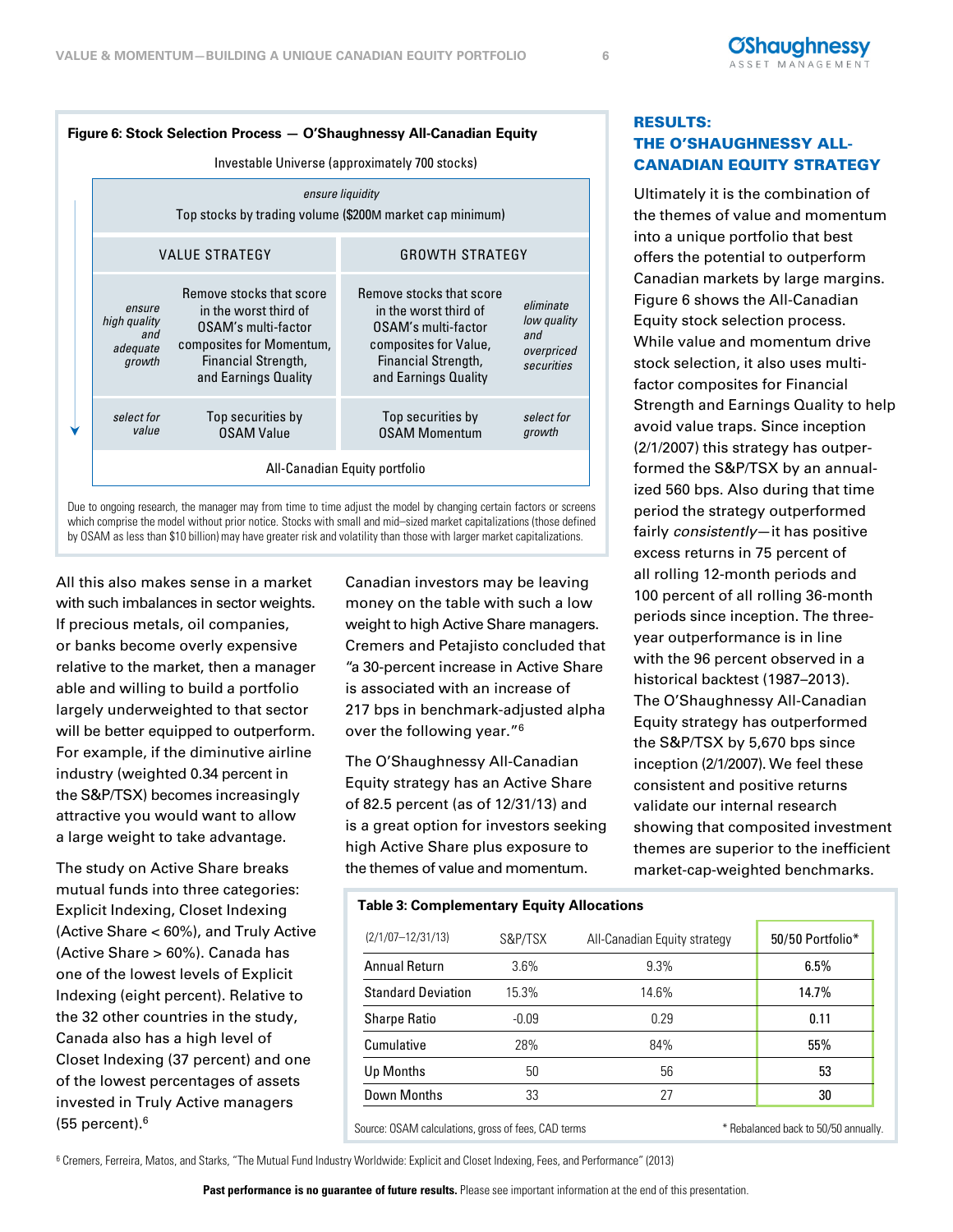**Figure 6: Stock Selection Process — O'Shaughnessy All-Canadian Equity**

Investable Universe (approximately 700 stocks)

| | | | |
|---|---|---|---|
| *ensure liquidity* | Top stocks by trading volume ($200M market cap minimum) | | |
| | VALUE STRATEGY | GROWTH STRATEGY | |
| *ensure high quality and adequate growth* | Remove stocks that score in the worst third of OSAM's multi-factor composites for Momentum, Financial Strength, and Earnings Quality | Remove stocks that score in the worst third of OSAM's multi-factor composites for Value, Financial Strength, and Earnings Quality | *eliminate low quality and overpriced securities* |
| *select for value* | Top securities by OSAM Value | Top securities by OSAM Momentum | *select for growth* |
| | All-Canadian Equity portfolio | | |

Due to ongoing research, the manager may from time to time adjust the model by changing certain factors or screens which comprise the model without prior notice. Stocks with small and mid–sized market capitalizations (those defined by OSAM as less than $10 billion) may have greater risk and volatility than those with larger market capitalizations.

All this also makes sense in a market with such imbalances in sector weights. If precious metals, oil companies, or banks become overly expensive relative to the market, then a manager able and willing to build a portfolio largely underweighted to that sector will be better equipped to outperform. For example, if the diminutive airline industry (weighted 0.34 percent in the S&P/TSX) becomes increasingly attractive you would want to allow a large weight to take advantage.

The study on Active Share breaks mutual funds into three categories: Explicit Indexing, Closet Indexing (Active Share < 60%), and Truly Active (Active Share > 60%). Canada has one of the lowest levels of Explicit Indexing (eight percent). Relative to the 32 other countries in the study, Canada also has a high level of Closet Indexing (37 percent) and one of the lowest percentages of assets invested in Truly Active managers (55 percent).[6]

Canadian investors may be leaving money on the table with such a low weight to high Active Share managers. Cremers and Petajisto concluded that "a 30-percent increase in Active Share is associated with an increase of 217 bps in benchmark-adjusted alpha over the following year."[6]

The O'Shaughnessy All-Canadian Equity strategy has an Active Share of 82.5 percent (as of 12/31/13) and is a great option for investors seeking high Active Share plus exposure to the themes of value and momentum.

## RESULTS: THE O'SHAUGHNESSY ALL-CANADIAN EQUITY STRATEGY

Ultimately it is the combination of the themes of value and momentum into a unique portfolio that best offers the potential to outperform Canadian markets by large margins. Figure 6 shows the All-Canadian Equity stock selection process. While value and momentum drive stock selection, it also uses multi-factor composites for Financial Strength and Earnings Quality to help avoid value traps. Since inception (2/1/2007) this strategy has outperformed the S&P/TSX by an annualized 560 bps. Also during that time period the strategy outperformed fairly *consistently*—it has positive excess returns in 75 percent of all rolling 12-month periods and 100 percent of all rolling 36-month periods since inception. The three-year outperformance is in line with the 96 percent observed in a historical backtest (1987–2013). The O'Shaughnessy All-Canadian Equity strategy has outperformed the S&P/TSX by 5,670 bps since inception (2/1/2007). We feel these consistent and positive returns validate our internal research showing that composited investment themes are superior to the inefficient market-cap-weighted benchmarks.

**Table 3: Complementary Equity Allocations**

| (2/1/07–12/31/13) | S&P/TSX | All-Canadian Equity strategy | 50/50 Portfolio* |
|---|---|---|---|
| Annual Return | 3.6% | 9.3% | **6.5%** |
| Standard Deviation | 15.3% | 14.6% | **14.7%** |
| Sharpe Ratio | -0.09 | 0.29 | **0.11** |
| Cumulative | 28% | 84% | **55%** |
| Up Months | 50 | 56 | **53** |
| Down Months | 33 | 27 | **30** |

Source: OSAM calculations, gross of fees, CAD terms

\* Rebalanced back to 50/50 annually.

[6] Cremers, Ferreira, Matos, and Starks, "The Mutual Fund Industry Worldwide: Explicit and Closet Indexing, Fees, and Performance" (2013)

**Past performance is no guarantee of future results.** Please see important information at the end of this presentation.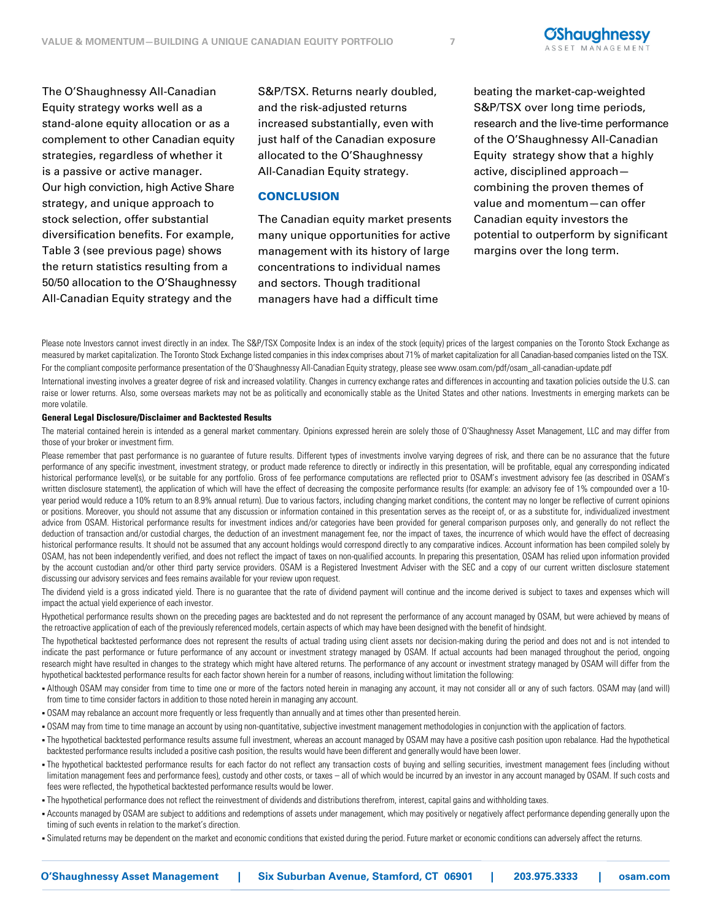The O'Shaughnessy All-Canadian Equity strategy works well as a stand-alone equity allocation or as a complement to other Canadian equity strategies, regardless of whether it is a passive or active manager. Our high conviction, high Active Share strategy, and unique approach to stock selection, offer substantial diversification benefits. For example, Table 3 (see previous page) shows the return statistics resulting from a 50/50 allocation to the O'Shaughnessy All-Canadian Equity strategy and the S&P/TSX. Returns nearly doubled, and the risk-adjusted returns increased substantially, even with just half of the Canadian exposure allocated to the O'Shaughnessy All-Canadian Equity strategy.

## CONCLUSION

The Canadian equity market presents many unique opportunities for active management with its history of large concentrations to individual names and sectors. Though traditional managers have had a difficult time beating the market-cap-weighted S&P/TSX over long time periods, research and the live-time performance of the O'Shaughnessy All-Canadian Equity strategy show that a highly active, disciplined approach—combining the proven themes of value and momentum—can offer Canadian equity investors the potential to outperform by significant margins over the long term.

Please note Investors cannot invest directly in an index. The S&P/TSX Composite Index is an index of the stock (equity) prices of the largest companies on the Toronto Stock Exchange as measured by market capitalization. The Toronto Stock Exchange listed companies in this index comprises about 71% of market capitalization for all Canadian-based companies listed on the TSX.

For the compliant composite performance presentation of the O'Shaughnessy All-Canadian Equity strategy, please see www.osam.com/pdf/osam_all-canadian-update.pdf

International investing involves a greater degree of risk and increased volatility. Changes in currency exchange rates and differences in accounting and taxation policies outside the U.S. can raise or lower returns. Also, some overseas markets may not be as politically and economically stable as the United States and other nations. Investments in emerging markets can be more volatile.

**General Legal Disclosure/Disclaimer and Backtested Results**

The material contained herein is intended as a general market commentary. Opinions expressed herein are solely those of O'Shaughnessy Asset Management, LLC and may differ from those of your broker or investment firm.

Please remember that past performance is no guarantee of future results. Different types of investments involve varying degrees of risk, and there can be no assurance that the future performance of any specific investment, investment strategy, or product made reference to directly or indirectly in this presentation, will be profitable, equal any corresponding indicated historical performance level(s), or be suitable for any portfolio. Gross of fee performance computations are reflected prior to OSAM's investment advisory fee (as described in OSAM's written disclosure statement), the application of which will have the effect of decreasing the composite performance results (for example: an advisory fee of 1% compounded over a 10-year period would reduce a 10% return to an 8.9% annual return). Due to various factors, including changing market conditions, the content may no longer be reflective of current opinions or positions. Moreover, you should not assume that any discussion or information contained in this presentation serves as the receipt of, or as a substitute for, individualized investment advice from OSAM. Historical performance results for investment indices and/or categories have been provided for general comparison purposes only, and generally do not reflect the deduction of transaction and/or custodial charges, the deduction of an investment management fee, nor the impact of taxes, the incurrence of which would have the effect of decreasing historical performance results. It should not be assumed that any account holdings would correspond directly to any comparative indices. Account information has been compiled solely by OSAM, has not been independently verified, and does not reflect the impact of taxes on non-qualified accounts. In preparing this presentation, OSAM has relied upon information provided by the account custodian and/or other third party service providers. OSAM is a Registered Investment Adviser with the SEC and a copy of our current written disclosure statement discussing our advisory services and fees remains available for your review upon request.

The dividend yield is a gross indicated yield. There is no guarantee that the rate of dividend payment will continue and the income derived is subject to taxes and expenses which will impact the actual yield experience of each investor.

Hypothetical performance results shown on the preceding pages are backtested and do not represent the performance of any account managed by OSAM, but were achieved by means of the retroactive application of each of the previously referenced models, certain aspects of which may have been designed with the benefit of hindsight.

The hypothetical backtested performance does not represent the results of actual trading using client assets nor decision-making during the period and does not and is not intended to indicate the past performance or future performance of any account or investment strategy managed by OSAM. If actual accounts had been managed throughout the period, ongoing research might have resulted in changes to the strategy which might have altered returns. The performance of any account or investment strategy managed by OSAM will differ from the hypothetical backtested performance results for each factor shown herein for a number of reasons, including without limitation the following:

- Although OSAM may consider from time to time one or more of the factors noted herein in managing any account, it may not consider all or any of such factors. OSAM may (and will) from time to time consider factors in addition to those noted herein in managing any account.
- OSAM may rebalance an account more frequently or less frequently than annually and at times other than presented herein.
- OSAM may from time to time manage an account by using non-quantitative, subjective investment management methodologies in conjunction with the application of factors.
- The hypothetical backtested performance results assume full investment, whereas an account managed by OSAM may have a positive cash position upon rebalance. Had the hypothetical backtested performance results included a positive cash position, the results would have been different and generally would have been lower.
- The hypothetical backtested performance results for each factor do not reflect any transaction costs of buying and selling securities, investment management fees (including without limitation management fees and performance fees), custody and other costs, or taxes – all of which would be incurred by an investor in any account managed by OSAM. If such costs and fees were reflected, the hypothetical backtested performance results would be lower.
- The hypothetical performance does not reflect the reinvestment of dividends and distributions therefrom, interest, capital gains and withholding taxes.
- Accounts managed by OSAM are subject to additions and redemptions of assets under management, which may positively or negatively affect performance depending generally upon the timing of such events in relation to the market's direction.
- Simulated returns may be dependent on the market and economic conditions that existed during the period. Future market or economic conditions can adversely affect the returns.